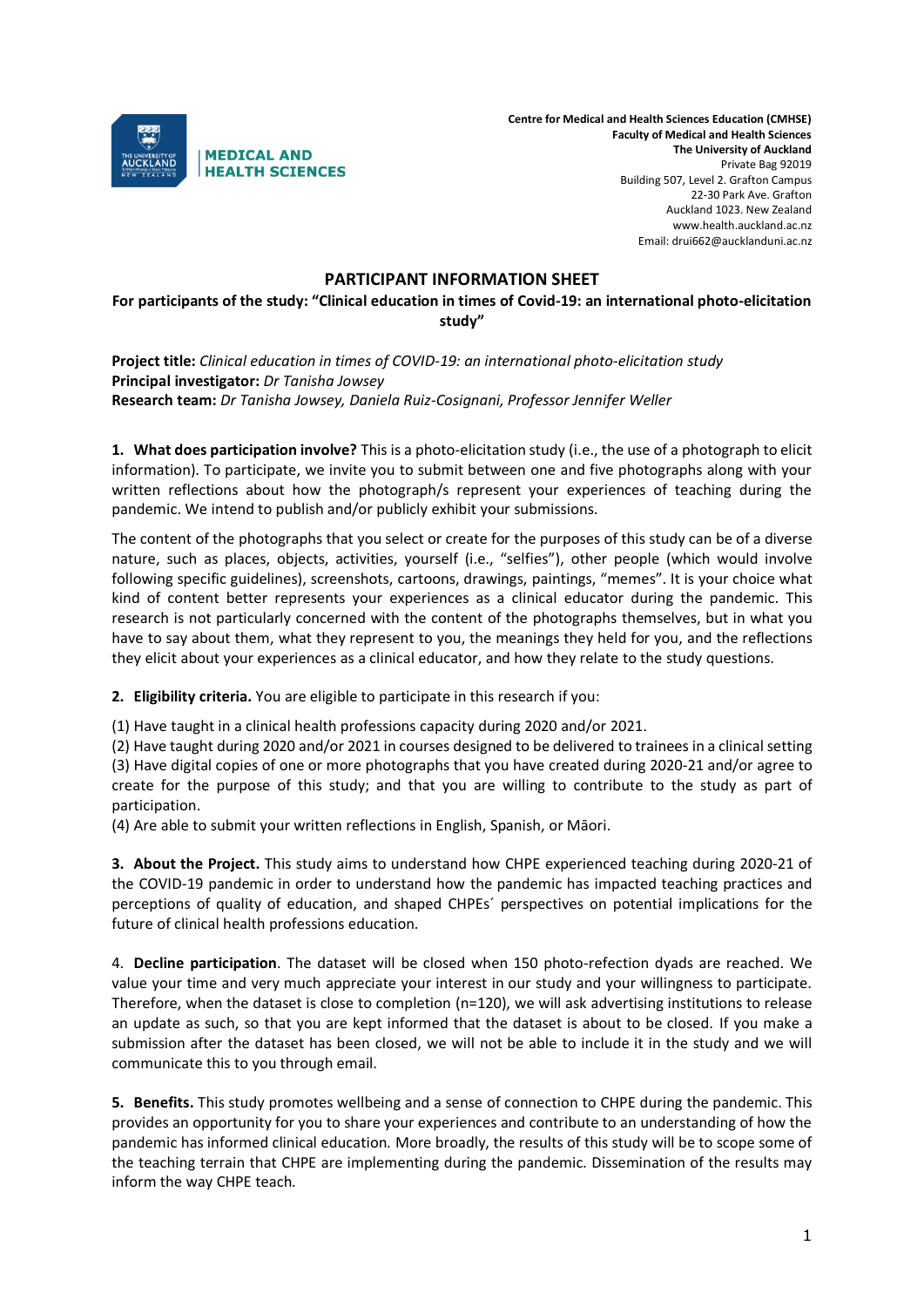MEDICAL AND HEALTH SCIENCES

**Centre for Medical and Health Sciences Education (CMHSE)**
**Faculty of Medical and Health Sciences**
**The University of Auckland**
Private Bag 92019
Building 507, Level 2. Grafton Campus
22-30 Park Ave. Grafton
Auckland 1023. New Zealand
www.health.auckland.ac.nz
Email: drui662@aucklanduni.ac.nz

# PARTICIPANT INFORMATION SHEET

**For participants of the study: "Clinical education in times of Covid-19: an international photo-elicitation study"**

**Project title:** *Clinical education in times of COVID-19: an international photo-elicitation study*
**Principal investigator:** *Dr Tanisha Jowsey*
**Research team:** *Dr Tanisha Jowsey, Daniela Ruiz-Cosignani, Professor Jennifer Weller*

**1. What does participation involve?** This is a photo-elicitation study (i.e., the use of a photograph to elicit information). To participate, we invite you to submit between one and five photographs along with your written reflections about how the photograph/s represent your experiences of teaching during the pandemic. We intend to publish and/or publicly exhibit your submissions.

The content of the photographs that you select or create for the purposes of this study can be of a diverse nature, such as places, objects, activities, yourself (i.e., "selfies"), other people (which would involve following specific guidelines), screenshots, cartoons, drawings, paintings, "memes". It is your choice what kind of content better represents your experiences as a clinical educator during the pandemic. This research is not particularly concerned with the content of the photographs themselves, but in what you have to say about them, what they represent to you, the meanings they held for you, and the reflections they elicit about your experiences as a clinical educator, and how they relate to the study questions.

**2. Eligibility criteria.** You are eligible to participate in this research if you:

(1) Have taught in a clinical health professions capacity during 2020 and/or 2021.
(2) Have taught during 2020 and/or 2021 in courses designed to be delivered to trainees in a clinical setting
(3) Have digital copies of one or more photographs that you have created during 2020-21 and/or agree to create for the purpose of this study; and that you are willing to contribute to the study as part of participation.
(4) Are able to submit your written reflections in English, Spanish, or Māori.

**3. About the Project.** This study aims to understand how CHPE experienced teaching during 2020-21 of the COVID-19 pandemic in order to understand how the pandemic has impacted teaching practices and perceptions of quality of education, and shaped CHPEs´ perspectives on potential implications for the future of clinical health professions education.

4. **Decline participation**. The dataset will be closed when 150 photo-refection dyads are reached. We value your time and very much appreciate your interest in our study and your willingness to participate. Therefore, when the dataset is close to completion (n=120), we will ask advertising institutions to release an update as such, so that you are kept informed that the dataset is about to be closed. If you make a submission after the dataset has been closed, we will not be able to include it in the study and we will communicate this to you through email.

**5. Benefits.** This study promotes wellbeing and a sense of connection to CHPE during the pandemic. This provides an opportunity for you to share your experiences and contribute to an understanding of how the pandemic has informed clinical education. More broadly, the results of this study will be to scope some of the teaching terrain that CHPE are implementing during the pandemic. Dissemination of the results may inform the way CHPE teach.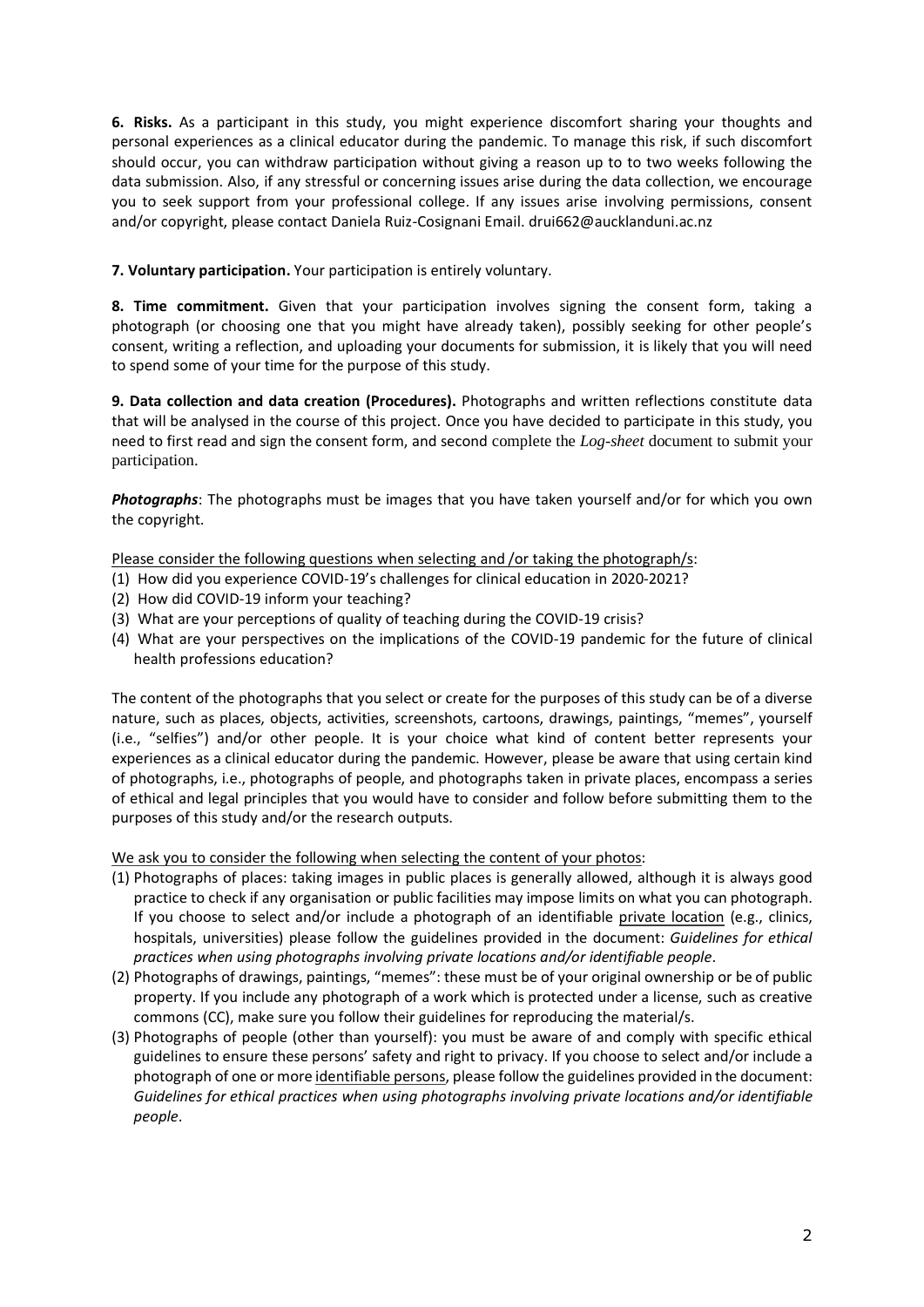**6. Risks.** As a participant in this study, you might experience discomfort sharing your thoughts and personal experiences as a clinical educator during the pandemic. To manage this risk, if such discomfort should occur, you can withdraw participation without giving a reason up to to two weeks following the data submission. Also, if any stressful or concerning issues arise during the data collection, we encourage you to seek support from your professional college. If any issues arise involving permissions, consent and/or copyright, please contact Daniela Ruiz-Cosignani Email. drui662@aucklanduni.ac.nz

**7. Voluntary participation.** Your participation is entirely voluntary.

**8. Time commitment.** Given that your participation involves signing the consent form, taking a photograph (or choosing one that you might have already taken), possibly seeking for other people's consent, writing a reflection, and uploading your documents for submission, it is likely that you will need to spend some of your time for the purpose of this study.

**9. Data collection and data creation (Procedures).** Photographs and written reflections constitute data that will be analysed in the course of this project. Once you have decided to participate in this study, you need to first read and sign the consent form, and second complete the *Log-sheet* document to submit your participation.

***Photographs***: The photographs must be images that you have taken yourself and/or for which you own the copyright.

Please consider the following questions when selecting and /or taking the photograph/s:

(1) How did you experience COVID-19's challenges for clinical education in 2020-2021?
(2) How did COVID-19 inform your teaching?
(3) What are your perceptions of quality of teaching during the COVID-19 crisis?
(4) What are your perspectives on the implications of the COVID-19 pandemic for the future of clinical health professions education?

The content of the photographs that you select or create for the purposes of this study can be of a diverse nature, such as places, objects, activities, screenshots, cartoons, drawings, paintings, "memes", yourself (i.e., "selfies") and/or other people. It is your choice what kind of content better represents your experiences as a clinical educator during the pandemic. However, please be aware that using certain kind of photographs, i.e., photographs of people, and photographs taken in private places, encompass a series of ethical and legal principles that you would have to consider and follow before submitting them to the purposes of this study and/or the research outputs.

We ask you to consider the following when selecting the content of your photos:

(1) Photographs of places: taking images in public places is generally allowed, although it is always good practice to check if any organisation or public facilities may impose limits on what you can photograph. If you choose to select and/or include a photograph of an identifiable private location (e.g., clinics, hospitals, universities) please follow the guidelines provided in the document: *Guidelines for ethical practices when using photographs involving private locations and/or identifiable people*.
(2) Photographs of drawings, paintings, "memes": these must be of your original ownership or be of public property. If you include any photograph of a work which is protected under a license, such as creative commons (CC), make sure you follow their guidelines for reproducing the material/s.
(3) Photographs of people (other than yourself): you must be aware of and comply with specific ethical guidelines to ensure these persons' safety and right to privacy. If you choose to select and/or include a photograph of one or more identifiable persons, please follow the guidelines provided in the document: *Guidelines for ethical practices when using photographs involving private locations and/or identifiable people*.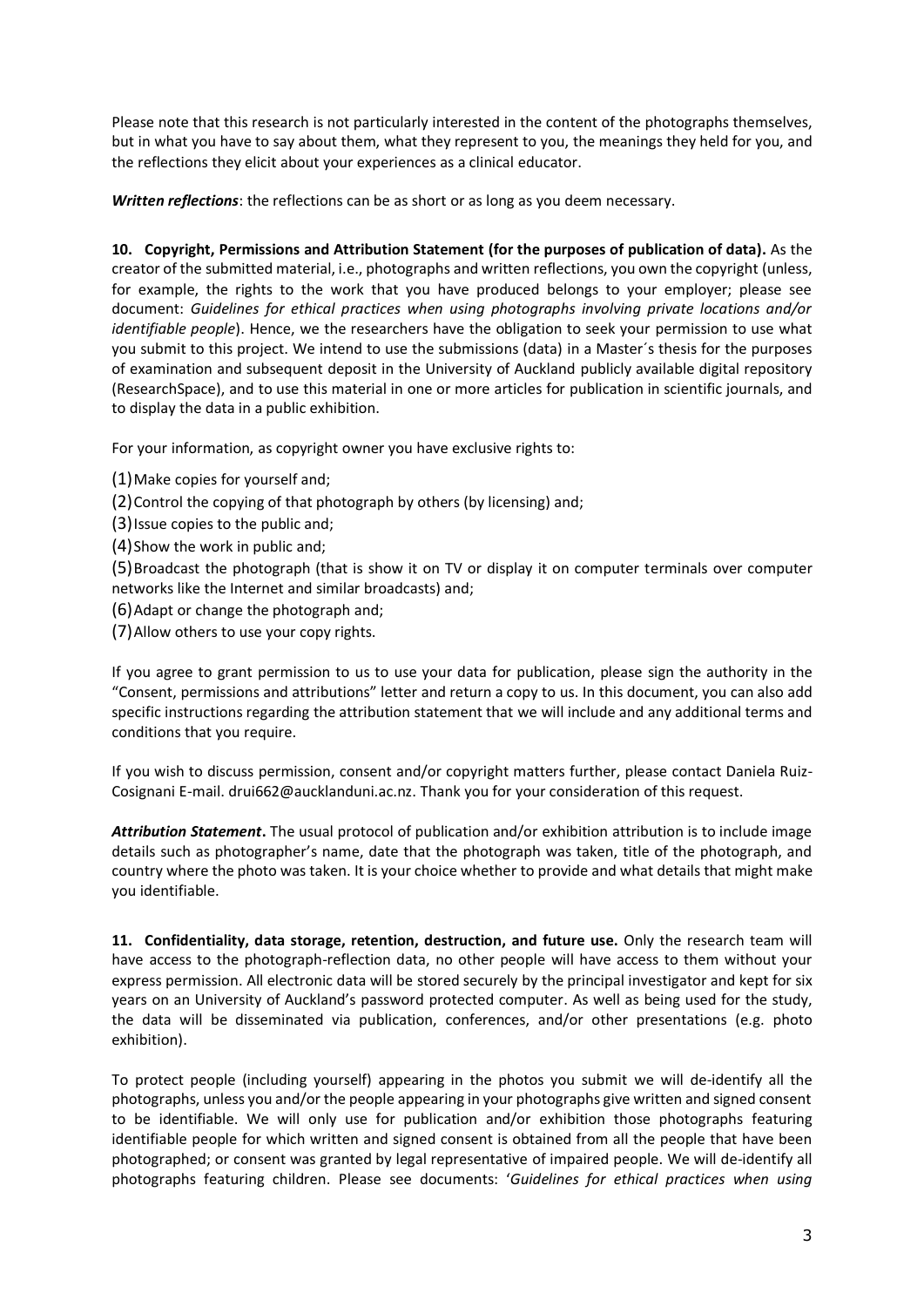Please note that this research is not particularly interested in the content of the photographs themselves, but in what you have to say about them, what they represent to you, the meanings they held for you, and the reflections they elicit about your experiences as a clinical educator.

***Written reflections***: the reflections can be as short or as long as you deem necessary.

**10. Copyright, Permissions and Attribution Statement (for the purposes of publication of data).** As the creator of the submitted material, i.e., photographs and written reflections, you own the copyright (unless, for example, the rights to the work that you have produced belongs to your employer; please see document: *Guidelines for ethical practices when using photographs involving private locations and/or identifiable people*). Hence, we the researchers have the obligation to seek your permission to use what you submit to this project. We intend to use the submissions (data) in a Master´s thesis for the purposes of examination and subsequent deposit in the University of Auckland publicly available digital repository (ResearchSpace), and to use this material in one or more articles for publication in scientific journals, and to display the data in a public exhibition.

For your information, as copyright owner you have exclusive rights to:

(1) Make copies for yourself and;

(2) Control the copying of that photograph by others (by licensing) and;

(3) Issue copies to the public and;

(4) Show the work in public and;

(5) Broadcast the photograph (that is show it on TV or display it on computer terminals over computer networks like the Internet and similar broadcasts) and;

(6) Adapt or change the photograph and;

(7) Allow others to use your copy rights.

If you agree to grant permission to us to use your data for publication, please sign the authority in the "Consent, permissions and attributions" letter and return a copy to us. In this document, you can also add specific instructions regarding the attribution statement that we will include and any additional terms and conditions that you require.

If you wish to discuss permission, consent and/or copyright matters further, please contact Daniela Ruiz-Cosignani E-mail. drui662@aucklanduni.ac.nz. Thank you for your consideration of this request.

***Attribution Statement*.** The usual protocol of publication and/or exhibition attribution is to include image details such as photographer's name, date that the photograph was taken, title of the photograph, and country where the photo was taken. It is your choice whether to provide and what details that might make you identifiable.

**11. Confidentiality, data storage, retention, destruction, and future use.** Only the research team will have access to the photograph-reflection data, no other people will have access to them without your express permission. All electronic data will be stored securely by the principal investigator and kept for six years on an University of Auckland's password protected computer. As well as being used for the study, the data will be disseminated via publication, conferences, and/or other presentations (e.g. photo exhibition).

To protect people (including yourself) appearing in the photos you submit we will de-identify all the photographs, unless you and/or the people appearing in your photographs give written and signed consent to be identifiable. We will only use for publication and/or exhibition those photographs featuring identifiable people for which written and signed consent is obtained from all the people that have been photographed; or consent was granted by legal representative of impaired people. We will de-identify all photographs featuring children. Please see documents: '*Guidelines for ethical practices when using*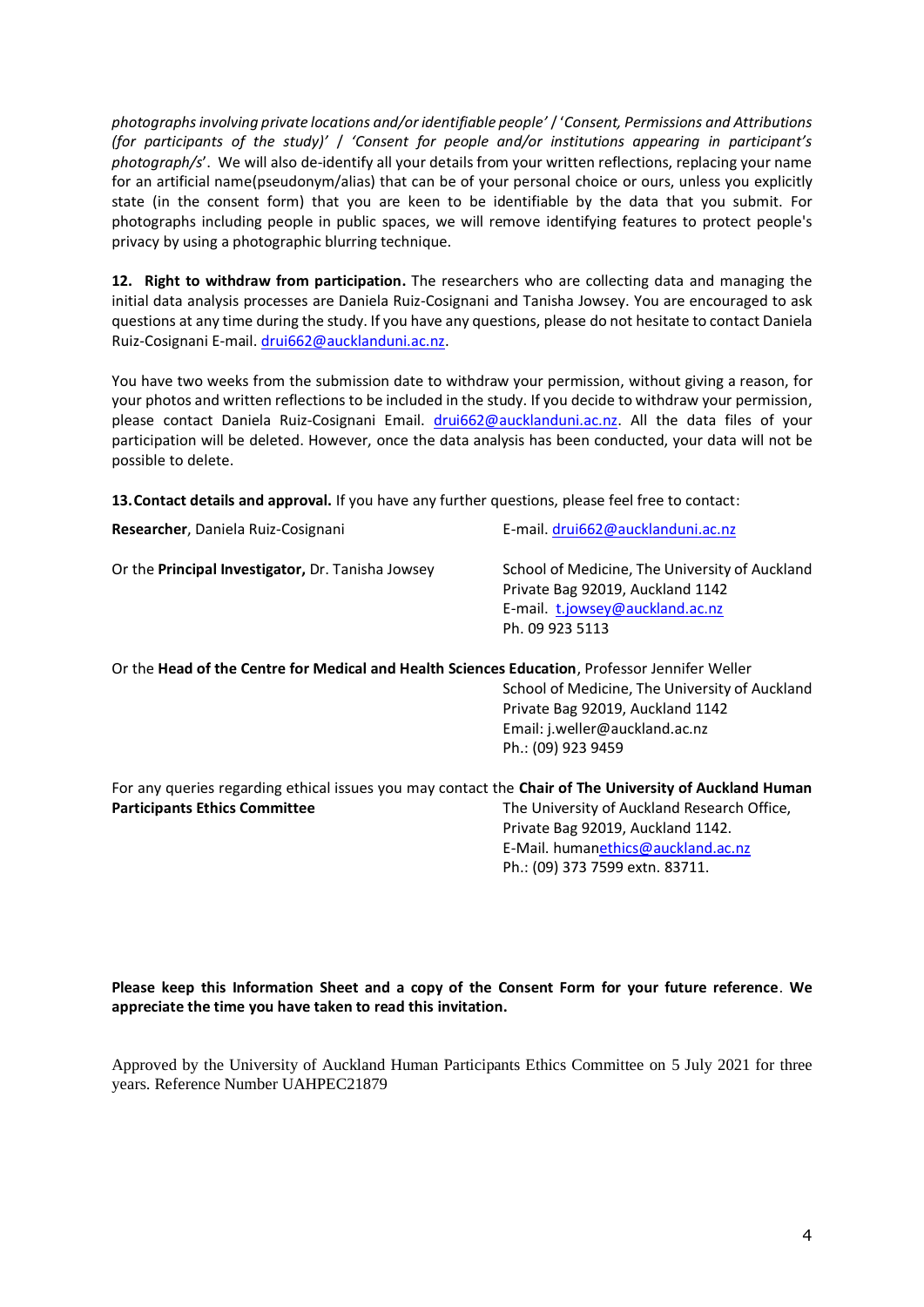*photographs involving private locations and/or identifiable people'* / '*Consent, Permissions and Attributions (for participants of the study)'* / *'Consent for people and/or institutions appearing in participant's photograph/s*'. We will also de-identify all your details from your written reflections, replacing your name for an artificial name(pseudonym/alias) that can be of your personal choice or ours, unless you explicitly state (in the consent form) that you are keen to be identifiable by the data that you submit. For photographs including people in public spaces, we will remove identifying features to protect people's privacy by using a photographic blurring technique.

**12. Right to withdraw from participation.** The researchers who are collecting data and managing the initial data analysis processes are Daniela Ruiz-Cosignani and Tanisha Jowsey. You are encouraged to ask questions at any time during the study. If you have any questions, please do not hesitate to contact Daniela Ruiz-Cosignani E-mail. drui662@aucklanduni.ac.nz.

You have two weeks from the submission date to withdraw your permission, without giving a reason, for your photos and written reflections to be included in the study. If you decide to withdraw your permission, please contact Daniela Ruiz-Cosignani Email. drui662@aucklanduni.ac.nz. All the data files of your participation will be deleted. However, once the data analysis has been conducted, your data will not be possible to delete.

**13. Contact details and approval.** If you have any further questions, please feel free to contact:

**Researcher**, Daniela Ruiz-Cosignani
E-mail. drui662@aucklanduni.ac.nz

Or the **Principal Investigator,** Dr. Tanisha Jowsey
School of Medicine, The University of Auckland
Private Bag 92019, Auckland 1142
E-mail. t.jowsey@auckland.ac.nz
Ph. 09 923 5113

Or the **Head of the Centre for Medical and Health Sciences Education**, Professor Jennifer Weller
School of Medicine, The University of Auckland
Private Bag 92019, Auckland 1142
Email: j.weller@auckland.ac.nz
Ph.: (09) 923 9459

For any queries regarding ethical issues you may contact the **Chair of The University of Auckland Human Participants Ethics Committee**
The University of Auckland Research Office,
Private Bag 92019, Auckland 1142.
E-Mail. humanethics@auckland.ac.nz
Ph.: (09) 373 7599 extn. 83711.

**Please keep this Information Sheet and a copy of the Consent Form for your future reference**. **We appreciate the time you have taken to read this invitation.**

Approved by the University of Auckland Human Participants Ethics Committee on 5 July 2021 for three years. Reference Number UAHPEC21879